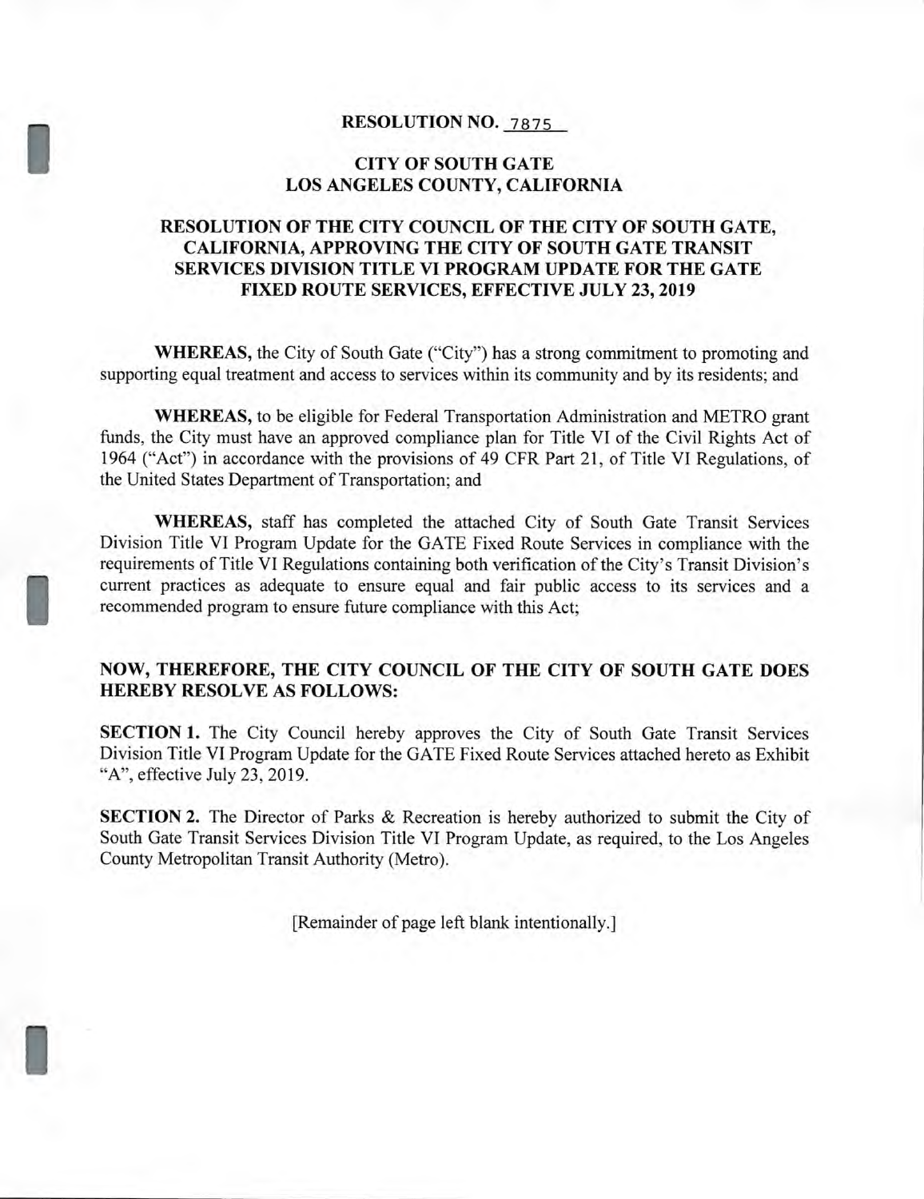# RESOLUTION NO. 7875

## CITY OF SOUTH GATE
## LOS ANGELES COUNTY, CALIFORNIA

### RESOLUTION OF THE CITY COUNCIL OF THE CITY OF SOUTH GATE, CALIFORNIA, APPROVING THE CITY OF SOUTH GATE TRANSIT SERVICES DIVISION TITLE VI PROGRAM UPDATE FOR THE GATE FIXED ROUTE SERVICES, EFFECTIVE JULY 23, 2019

**WHEREAS,** the City of South Gate ("City") has a strong commitment to promoting and supporting equal treatment and access to services within its community and by its residents; and

**WHEREAS,** to be eligible for Federal Transportation Administration and METRO grant funds, the City must have an approved compliance plan for Title VI of the Civil Rights Act of 1964 ("Act") in accordance with the provisions of 49 CFR Part 21, of Title VI Regulations, of the United States Department of Transportation; and

**WHEREAS,** staff has completed the attached City of South Gate Transit Services Division Title VI Program Update for the GATE Fixed Route Services in compliance with the requirements of Title VI Regulations containing both verification of the City's Transit Division's current practices as adequate to ensure equal and fair public access to its services and a recommended program to ensure future compliance with this Act;

**NOW, THEREFORE, THE CITY COUNCIL OF THE CITY OF SOUTH GATE DOES HEREBY RESOLVE AS FOLLOWS:**

**SECTION 1.** The City Council hereby approves the City of South Gate Transit Services Division Title VI Program Update for the GATE Fixed Route Services attached hereto as Exhibit "A", effective July 23, 2019.

**SECTION 2.** The Director of Parks & Recreation is hereby authorized to submit the City of South Gate Transit Services Division Title VI Program Update, as required, to the Los Angeles County Metropolitan Transit Authority (Metro).

[Remainder of page left blank intentionally.]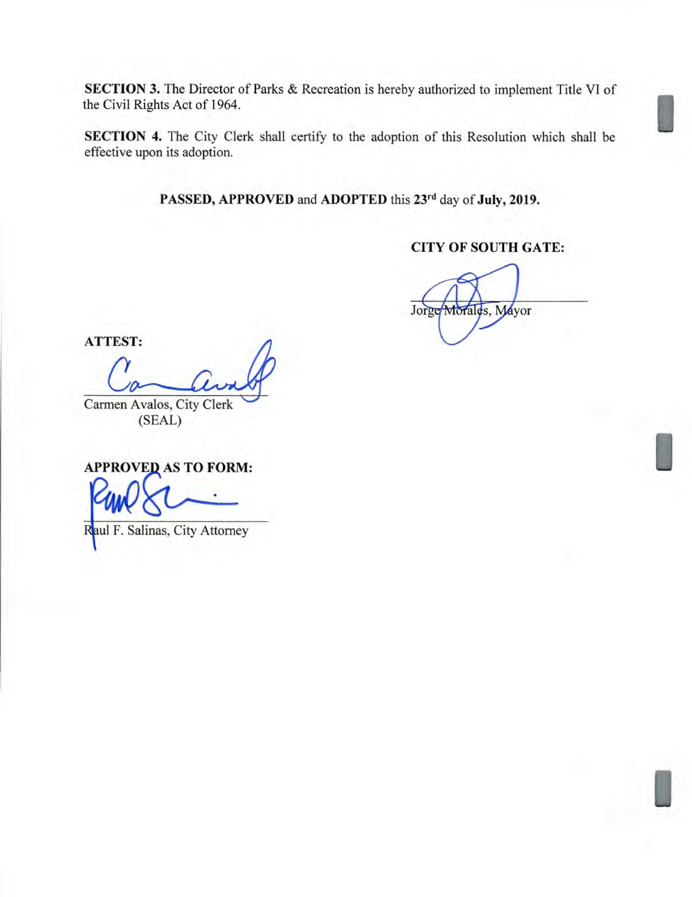**SECTION 3.** The Director of Parks & Recreation is hereby authorized to implement Title VI of the Civil Rights Act of 1964.

**SECTION 4.** The City Clerk shall certify to the adoption of this Resolution which shall be effective upon its adoption.

**PASSED, APPROVED** and **ADOPTED** this **23rd** day of **July, 2019.**

**CITY OF SOUTH GATE:**

Jorge Morales, Mayor

**ATTEST:**

Carmen Avalos, City Clerk
(SEAL)

**APPROVED AS TO FORM:**

Raul F. Salinas, City Attorney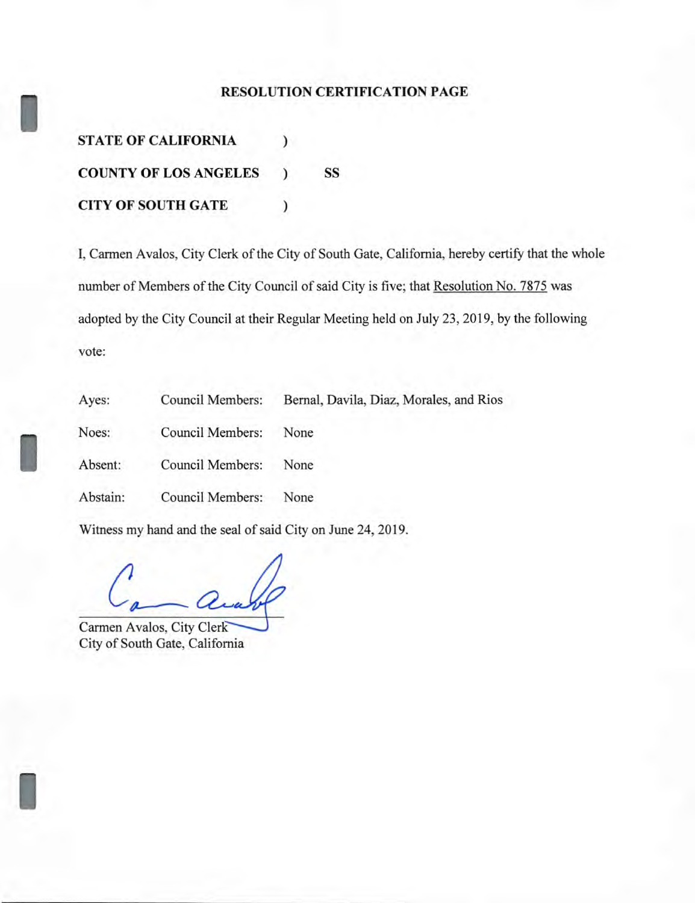## RESOLUTION CERTIFICATION PAGE

**STATE OF CALIFORNIA** )

**COUNTY OF LOS ANGELES** ) **SS**

**CITY OF SOUTH GATE** )

I, Carmen Avalos, City Clerk of the City of South Gate, California, hereby certify that the whole number of Members of the City Council of said City is five; that Resolution No. 7875 was adopted by the City Council at their Regular Meeting held on July 23, 2019, by the following vote:

| | | |
|---|---|---|
| Ayes: | Council Members: | Bernal, Davila, Diaz, Morales, and Rios |
| Noes: | Council Members: | None |
| Absent: | Council Members: | None |
| Abstain: | Council Members: | None |

Witness my hand and the seal of said City on June 24, 2019.

Carmen Avalos, City Clerk
City of South Gate, California